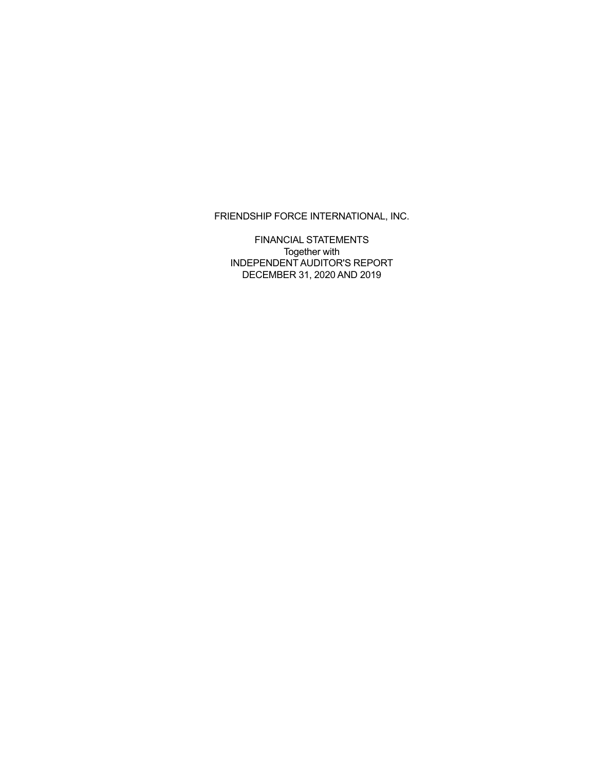FRIENDSHIP FORCE INTERNATIONAL, INC.

FINANCIAL STATEMENTS
Together with
INDEPENDENT AUDITOR'S REPORT
DECEMBER 31, 2020 AND 2019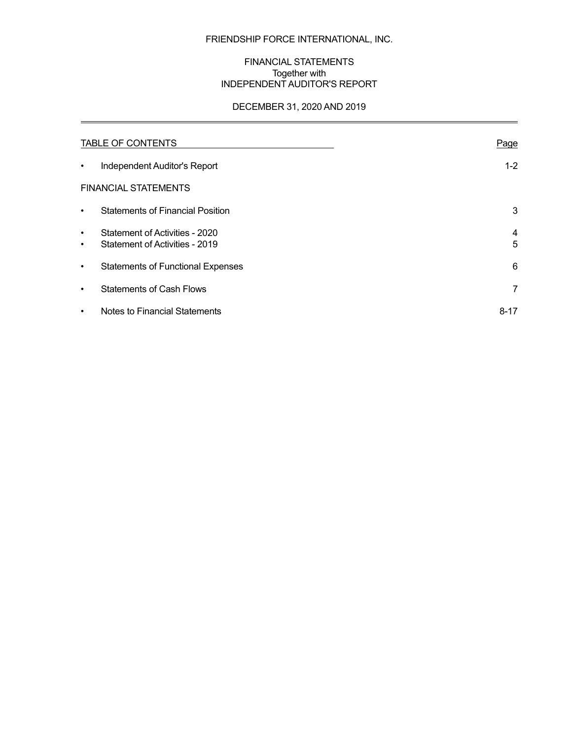# FRIENDSHIP FORCE INTERNATIONAL, INC.

## FINANCIAL STATEMENTS
Together with
INDEPENDENT AUDITOR'S REPORT

DECEMBER 31, 2020 AND 2019

| TABLE OF CONTENTS | Page |
|---|---|
| • Independent Auditor's Report | 1-2 |
| FINANCIAL STATEMENTS | |
| • Statements of Financial Position | 3 |
| • Statement of Activities - 2020 | 4 |
| • Statement of Activities - 2019 | 5 |
| • Statements of Functional Expenses | 6 |
| • Statements of Cash Flows | 7 |
| • Notes to Financial Statements | 8-17 |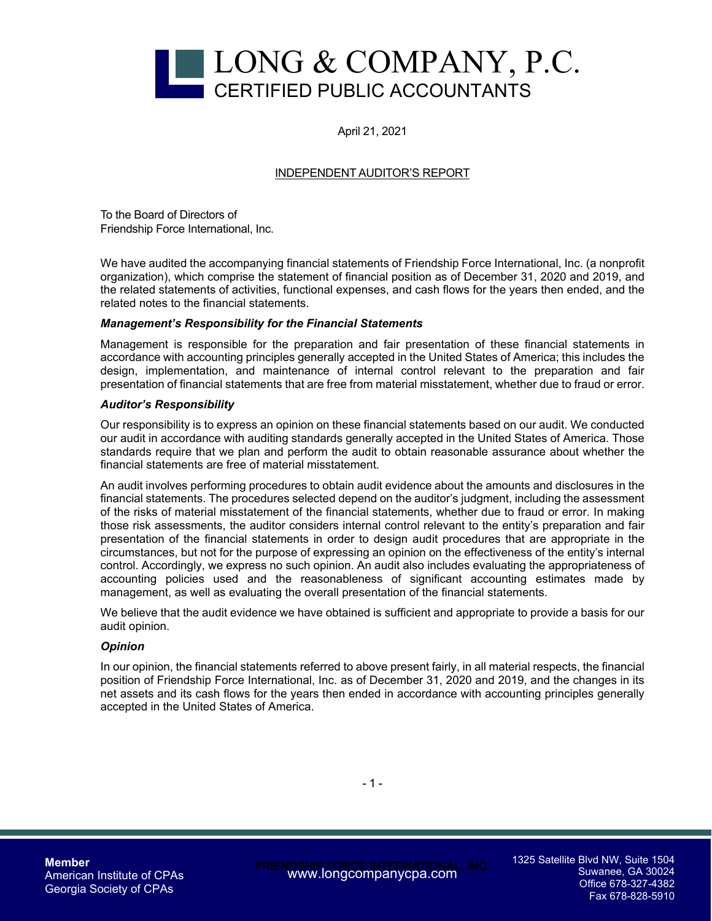# LONG & COMPANY, P.C.
CERTIFIED PUBLIC ACCOUNTANTS

April 21, 2021

INDEPENDENT AUDITOR'S REPORT

To the Board of Directors of
Friendship Force International, Inc.

We have audited the accompanying financial statements of Friendship Force International, Inc. (a nonprofit organization), which comprise the statement of financial position as of December 31, 2020 and 2019, and the related statements of activities, functional expenses, and cash flows for the years then ended, and the related notes to the financial statements.

***Management's Responsibility for the Financial Statements***

Management is responsible for the preparation and fair presentation of these financial statements in accordance with accounting principles generally accepted in the United States of America; this includes the design, implementation, and maintenance of internal control relevant to the preparation and fair presentation of financial statements that are free from material misstatement, whether due to fraud or error.

***Auditor's Responsibility***

Our responsibility is to express an opinion on these financial statements based on our audit. We conducted our audit in accordance with auditing standards generally accepted in the United States of America. Those standards require that we plan and perform the audit to obtain reasonable assurance about whether the financial statements are free of material misstatement.

An audit involves performing procedures to obtain audit evidence about the amounts and disclosures in the financial statements. The procedures selected depend on the auditor's judgment, including the assessment of the risks of material misstatement of the financial statements, whether due to fraud or error. In making those risk assessments, the auditor considers internal control relevant to the entity's preparation and fair presentation of the financial statements in order to design audit procedures that are appropriate in the circumstances, but not for the purpose of expressing an opinion on the effectiveness of the entity's internal control. Accordingly, we express no such opinion. An audit also includes evaluating the appropriateness of accounting policies used and the reasonableness of significant accounting estimates made by management, as well as evaluating the overall presentation of the financial statements.

We believe that the audit evidence we have obtained is sufficient and appropriate to provide a basis for our audit opinion.

***Opinion***

In our opinion, the financial statements referred to above present fairly, in all material respects, the financial position of Friendship Force International, Inc. as of December 31, 2020 and 2019, and the changes in its net assets and its cash flows for the years then ended in accordance with accounting principles generally accepted in the United States of America.

**Member**
American Institute of CPAs
Georgia Society of CPAs

www.longcompanycpa.com

1325 Satellite Blvd NW, Suite 1504
Suwanee, GA 30024
Office 678-327-4382
Fax 678-828-5910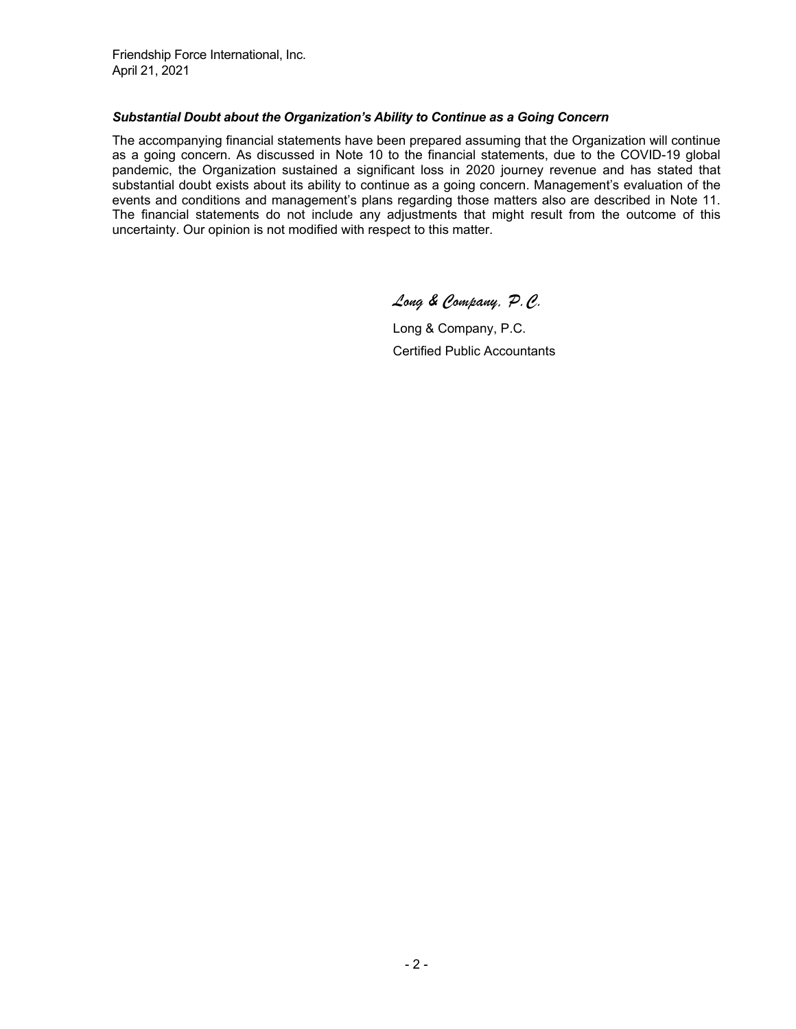Friendship Force International, Inc.
April 21, 2021

***Substantial Doubt about the Organization's Ability to Continue as a Going Concern***

The accompanying financial statements have been prepared assuming that the Organization will continue as a going concern. As discussed in Note 10 to the financial statements, due to the COVID-19 global pandemic, the Organization sustained a significant loss in 2020 journey revenue and has stated that substantial doubt exists about its ability to continue as a going concern. Management's evaluation of the events and conditions and management's plans regarding those matters also are described in Note 11. The financial statements do not include any adjustments that might result from the outcome of this uncertainty. Our opinion is not modified with respect to this matter.

*Long & Company, P.C.*

Long & Company, P.C.
Certified Public Accountants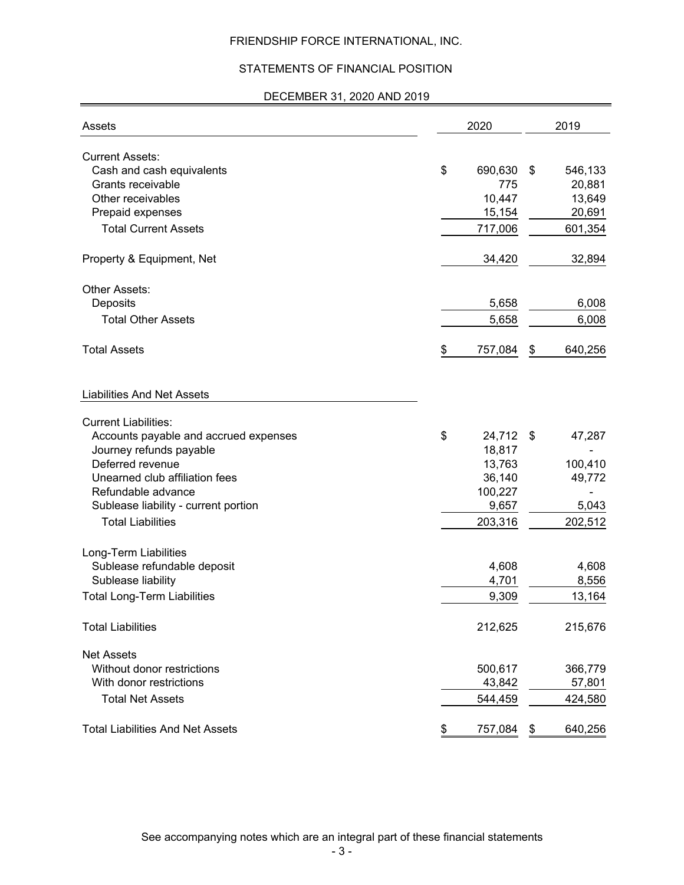# FRIENDSHIP FORCE INTERNATIONAL, INC.

## STATEMENTS OF FINANCIAL POSITION

### DECEMBER 31, 2020 AND 2019

| Assets | 2020 | 2019 |
|---|---|---|
| **Current Assets:** | | |
| Cash and cash equivalents | $ 690,630 | $ 546,133 |
| Grants receivable | 775 | 20,881 |
| Other receivables | 10,447 | 13,649 |
| Prepaid expenses | 15,154 | 20,691 |
| Total Current Assets | 717,006 | 601,354 |
| Property & Equipment, Net | 34,420 | 32,894 |
| **Other Assets:** | | |
| Deposits | 5,658 | 6,008 |
| Total Other Assets | 5,658 | 6,008 |
| Total Assets | $ 757,084 | $ 640,256 |

| Liabilities And Net Assets | 2020 | 2019 |
|---|---|---|
| **Current Liabilities:** | | |
| Accounts payable and accrued expenses | $ 24,712 | $ 47,287 |
| Journey refunds payable | 18,817 | - |
| Deferred revenue | 13,763 | 100,410 |
| Unearned club affiliation fees | 36,140 | 49,772 |
| Refundable advance | 100,227 | - |
| Sublease liability - current portion | 9,657 | 5,043 |
| Total Liabilities | 203,316 | 202,512 |
| **Long-Term Liabilities** | | |
| Sublease refundable deposit | 4,608 | 4,608 |
| Sublease liability | 4,701 | 8,556 |
| Total Long-Term Liabilities | 9,309 | 13,164 |
| Total Liabilities | 212,625 | 215,676 |
| **Net Assets** | | |
| Without donor restrictions | 500,617 | 366,779 |
| With donor restrictions | 43,842 | 57,801 |
| Total Net Assets | 544,459 | 424,580 |
| Total Liabilities And Net Assets | $ 757,084 | $ 640,256 |

See accompanying notes which are an integral part of these financial statements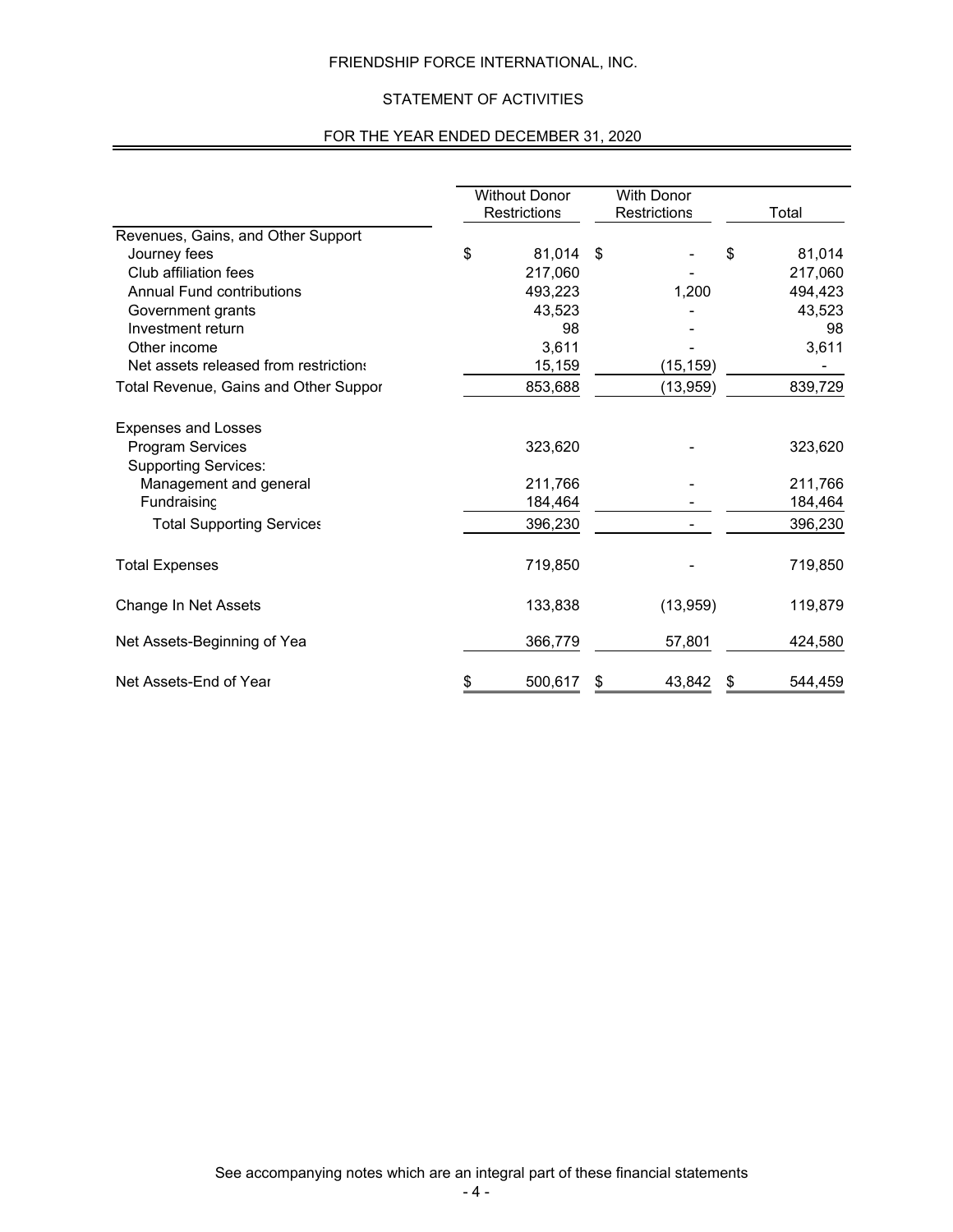# FRIENDSHIP FORCE INTERNATIONAL, INC.

## STATEMENT OF ACTIVITIES

### FOR THE YEAR ENDED DECEMBER 31, 2020

| | Without Donor Restrictions | With Donor Restrictions | Total |
|---|---|---|---|
| Revenues, Gains, and Other Support | | | |
| Journey fees | $ 81,014 | $ - | $ 81,014 |
| Club affiliation fees | 217,060 | - | 217,060 |
| Annual Fund contributions | 493,223 | 1,200 | 494,423 |
| Government grants | 43,523 | - | 43,523 |
| Investment return | 98 | - | 98 |
| Other income | 3,611 | - | 3,611 |
| Net assets released from restrictions | 15,159 | (15,159) | - |
| Total Revenue, Gains and Other Support | 853,688 | (13,959) | 839,729 |
| Expenses and Losses | | | |
| Program Services | 323,620 | - | 323,620 |
| Supporting Services: | | | |
| Management and general | 211,766 | - | 211,766 |
| Fundraising | 184,464 | - | 184,464 |
| Total Supporting Services | 396,230 | - | 396,230 |
| Total Expenses | 719,850 | - | 719,850 |
| Change In Net Assets | 133,838 | (13,959) | 119,879 |
| Net Assets-Beginning of Year | 366,779 | 57,801 | 424,580 |
| Net Assets-End of Year | $ 500,617 | $ 43,842 | $ 544,459 |

See accompanying notes which are an integral part of these financial statements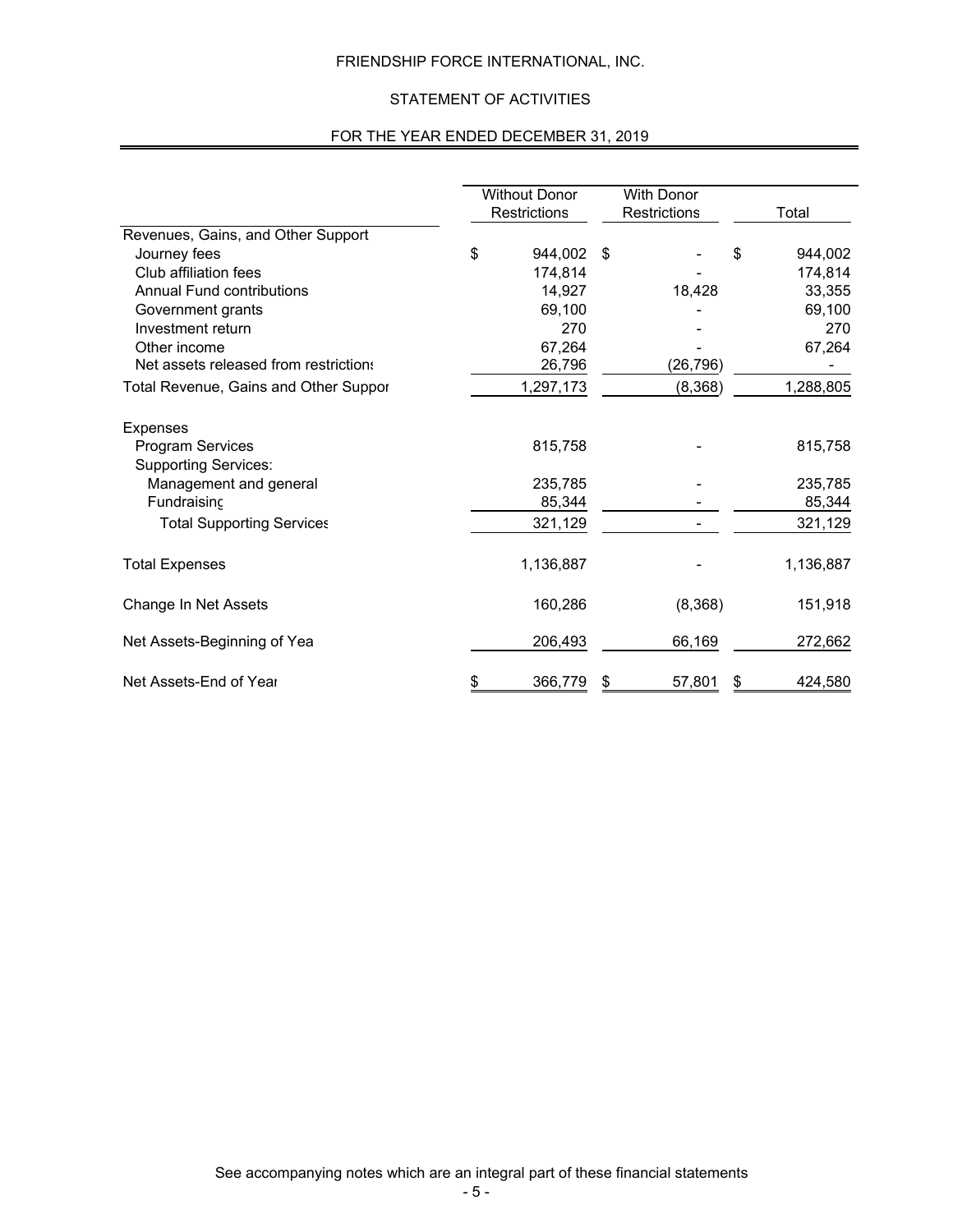# FRIENDSHIP FORCE INTERNATIONAL, INC.

## STATEMENT OF ACTIVITIES

### FOR THE YEAR ENDED DECEMBER 31, 2019

| | Without Donor Restrictions | With Donor Restrictions | Total |
|---|---|---|---|
| Revenues, Gains, and Other Support | | | |
| Journey fees | $ 944,002 | $ - | $ 944,002 |
| Club affiliation fees | 174,814 | - | 174,814 |
| Annual Fund contributions | 14,927 | 18,428 | 33,355 |
| Government grants | 69,100 | - | 69,100 |
| Investment return | 270 | - | 270 |
| Other income | 67,264 | - | 67,264 |
| Net assets released from restrictions | 26,796 | (26,796) | - |
| Total Revenue, Gains and Other Support | 1,297,173 | (8,368) | 1,288,805 |
| Expenses | | | |
| Program Services | 815,758 | - | 815,758 |
| Supporting Services: | | | |
| Management and general | 235,785 | - | 235,785 |
| Fundraising | 85,344 | - | 85,344 |
| Total Supporting Services | 321,129 | - | 321,129 |
| Total Expenses | 1,136,887 | - | 1,136,887 |
| Change In Net Assets | 160,286 | (8,368) | 151,918 |
| Net Assets-Beginning of Year | 206,493 | 66,169 | 272,662 |
| Net Assets-End of Year | $ 366,779 | $ 57,801 | $ 424,580 |

See accompanying notes which are an integral part of these financial statements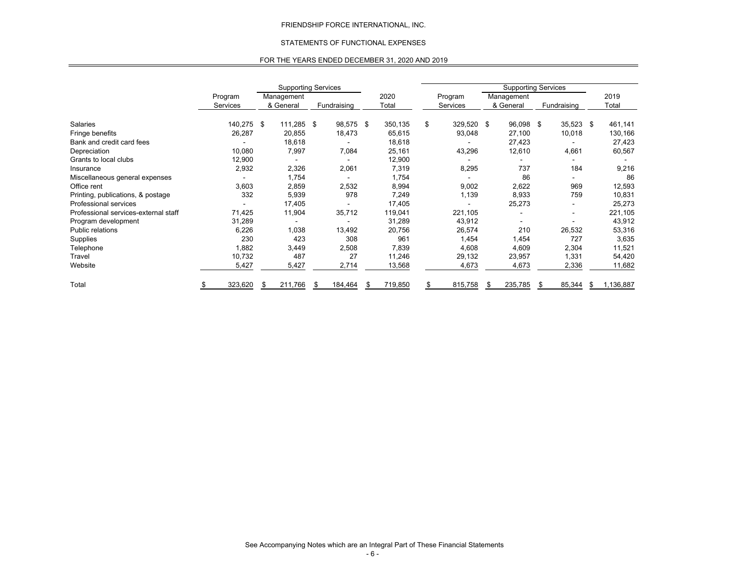FRIENDSHIP FORCE INTERNATIONAL, INC.

STATEMENTS OF FUNCTIONAL EXPENSES

FOR THE YEARS ENDED DECEMBER 31, 2020 AND 2019

| | | Supporting Services | | | | Supporting Services | | |
|---|---|---|---|---|---|---|---|---|
| | Program Services | Management & General | Fundraising | 2020 Total | Program Services | Management & General | Fundraising | 2019 Total |
| Salaries | 140,275 | $ 111,285 | $ 98,575 | $ 350,135 | $ 329,520 | $ 96,098 | $ 35,523 | $ 461,141 |
| Fringe benefits | 26,287 | 20,855 | 18,473 | 65,615 | 93,048 | 27,100 | 10,018 | 130,166 |
| Bank and credit card fees | - | 18,618 | - | 18,618 | - | 27,423 | - | 27,423 |
| Depreciation | 10,080 | 7,997 | 7,084 | 25,161 | 43,296 | 12,610 | 4,661 | 60,567 |
| Grants to local clubs | 12,900 | - | - | 12,900 | - | - | - | - |
| Insurance | 2,932 | 2,326 | 2,061 | 7,319 | 8,295 | 737 | 184 | 9,216 |
| Miscellaneous general expenses | - | 1,754 | - | 1,754 | - | 86 | - | 86 |
| Office rent | 3,603 | 2,859 | 2,532 | 8,994 | 9,002 | 2,622 | 969 | 12,593 |
| Printing, publications, & postage | 332 | 5,939 | 978 | 7,249 | 1,139 | 8,933 | 759 | 10,831 |
| Professional services | - | 17,405 | - | 17,405 | - | 25,273 | - | 25,273 |
| Professional services-external staff | 71,425 | 11,904 | 35,712 | 119,041 | 221,105 | - | - | 221,105 |
| Program development | 31,289 | - | - | 31,289 | 43,912 | - | - | 43,912 |
| Public relations | 6,226 | 1,038 | 13,492 | 20,756 | 26,574 | 210 | 26,532 | 53,316 |
| Supplies | 230 | 423 | 308 | 961 | 1,454 | 1,454 | 727 | 3,635 |
| Telephone | 1,882 | 3,449 | 2,508 | 7,839 | 4,608 | 4,609 | 2,304 | 11,521 |
| Travel | 10,732 | 487 | 27 | 11,246 | 29,132 | 23,957 | 1,331 | 54,420 |
| Website | 5,427 | 5,427 | 2,714 | 13,568 | 4,673 | 4,673 | 2,336 | 11,682 |
| Total | $ 323,620 | $ 211,766 | $ 184,464 | $ 719,850 | $ 815,758 | $ 235,785 | $ 85,344 | $ 1,136,887 |

See Accompanying Notes which are an Integral Part of These Financial Statements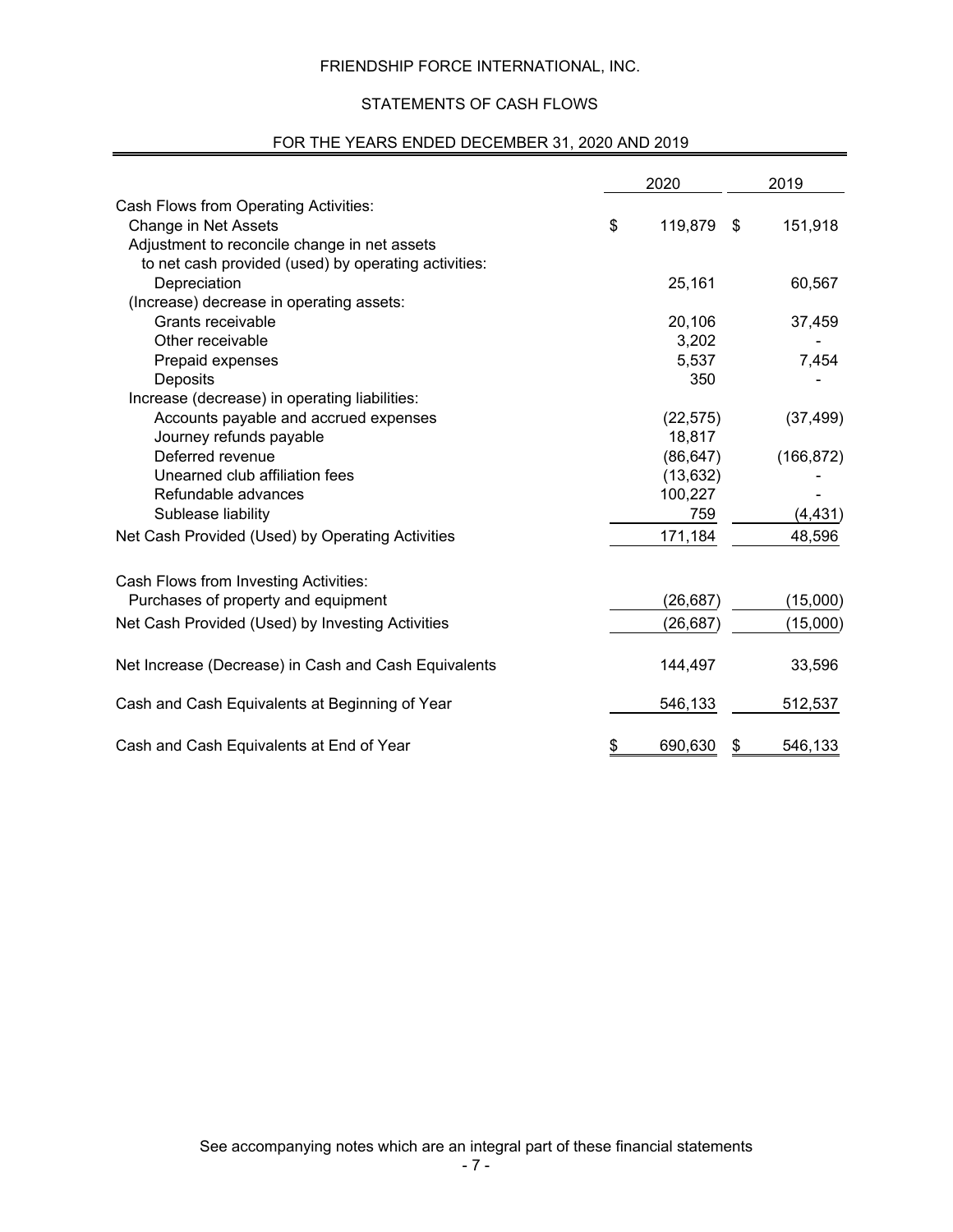# FRIENDSHIP FORCE INTERNATIONAL, INC.

## STATEMENTS OF CASH FLOWS

### FOR THE YEARS ENDED DECEMBER 31, 2020 AND 2019

| | 2020 | 2019 |
|---|---|---|
| Cash Flows from Operating Activities: | | |
| Change in Net Assets | $ 119,879 | $ 151,918 |
| Adjustment to reconcile change in net assets to net cash provided (used) by operating activities: | | |
| Depreciation | 25,161 | 60,567 |
| (Increase) decrease in operating assets: | | |
| Grants receivable | 20,106 | 37,459 |
| Other receivable | 3,202 | - |
| Prepaid expenses | 5,537 | 7,454 |
| Deposits | 350 | - |
| Increase (decrease) in operating liabilities: | | |
| Accounts payable and accrued expenses | (22,575) | (37,499) |
| Journey refunds payable | 18,817 | |
| Deferred revenue | (86,647) | (166,872) |
| Unearned club affiliation fees | (13,632) | - |
| Refundable advances | 100,227 | - |
| Sublease liability | 759 | (4,431) |
| Net Cash Provided (Used) by Operating Activities | 171,184 | 48,596 |
| Cash Flows from Investing Activities: | | |
| Purchases of property and equipment | (26,687) | (15,000) |
| Net Cash Provided (Used) by Investing Activities | (26,687) | (15,000) |
| Net Increase (Decrease) in Cash and Cash Equivalents | 144,497 | 33,596 |
| Cash and Cash Equivalents at Beginning of Year | 546,133 | 512,537 |
| Cash and Cash Equivalents at End of Year | $ 690,630 | $ 546,133 |

See accompanying notes which are an integral part of these financial statements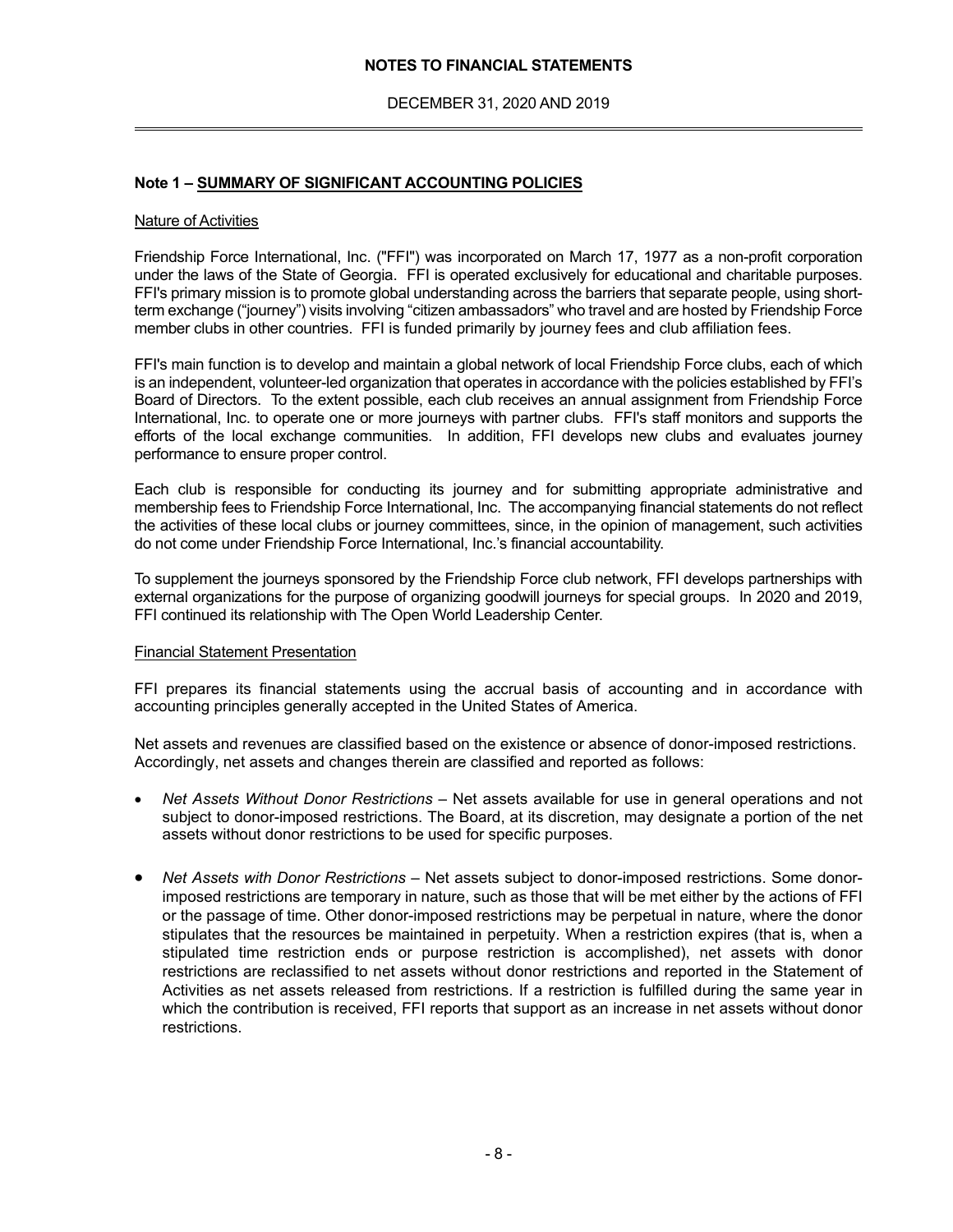**NOTES TO FINANCIAL STATEMENTS**

DECEMBER 31, 2020 AND 2019

## Note 1 – SUMMARY OF SIGNIFICANT ACCOUNTING POLICIES

### Nature of Activities

Friendship Force International, Inc. ("FFI") was incorporated on March 17, 1977 as a non-profit corporation under the laws of the State of Georgia. FFI is operated exclusively for educational and charitable purposes. FFI's primary mission is to promote global understanding across the barriers that separate people, using short-term exchange ("journey") visits involving "citizen ambassadors" who travel and are hosted by Friendship Force member clubs in other countries. FFI is funded primarily by journey fees and club affiliation fees.

FFI's main function is to develop and maintain a global network of local Friendship Force clubs, each of which is an independent, volunteer-led organization that operates in accordance with the policies established by FFI's Board of Directors. To the extent possible, each club receives an annual assignment from Friendship Force International, Inc. to operate one or more journeys with partner clubs. FFI's staff monitors and supports the efforts of the local exchange communities. In addition, FFI develops new clubs and evaluates journey performance to ensure proper control.

Each club is responsible for conducting its journey and for submitting appropriate administrative and membership fees to Friendship Force International, Inc. The accompanying financial statements do not reflect the activities of these local clubs or journey committees, since, in the opinion of management, such activities do not come under Friendship Force International, Inc.'s financial accountability.

To supplement the journeys sponsored by the Friendship Force club network, FFI develops partnerships with external organizations for the purpose of organizing goodwill journeys for special groups. In 2020 and 2019, FFI continued its relationship with The Open World Leadership Center.

### Financial Statement Presentation

FFI prepares its financial statements using the accrual basis of accounting and in accordance with accounting principles generally accepted in the United States of America.

Net assets and revenues are classified based on the existence or absence of donor-imposed restrictions. Accordingly, net assets and changes therein are classified and reported as follows:

- *Net Assets Without Donor Restrictions* – Net assets available for use in general operations and not subject to donor-imposed restrictions. The Board, at its discretion, may designate a portion of the net assets without donor restrictions to be used for specific purposes.

- *Net Assets with Donor Restrictions* – Net assets subject to donor-imposed restrictions. Some donor-imposed restrictions are temporary in nature, such as those that will be met either by the actions of FFI or the passage of time. Other donor-imposed restrictions may be perpetual in nature, where the donor stipulates that the resources be maintained in perpetuity. When a restriction expires (that is, when a stipulated time restriction ends or purpose restriction is accomplished), net assets with donor restrictions are reclassified to net assets without donor restrictions and reported in the Statement of Activities as net assets released from restrictions. If a restriction is fulfilled during the same year in which the contribution is received, FFI reports that support as an increase in net assets without donor restrictions.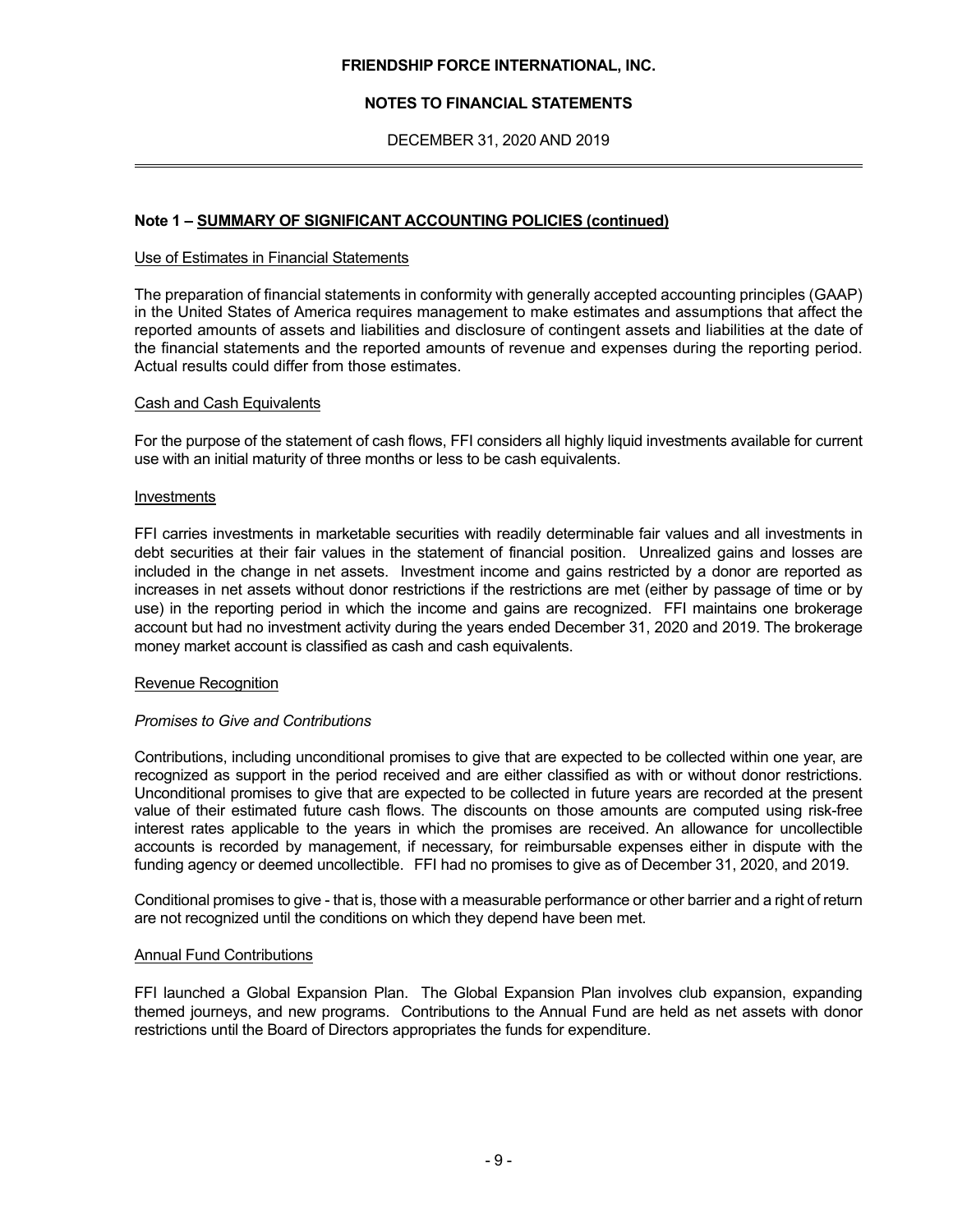## Note 1 – SUMMARY OF SIGNIFICANT ACCOUNTING POLICIES (continued)

### Use of Estimates in Financial Statements

The preparation of financial statements in conformity with generally accepted accounting principles (GAAP) in the United States of America requires management to make estimates and assumptions that affect the reported amounts of assets and liabilities and disclosure of contingent assets and liabilities at the date of the financial statements and the reported amounts of revenue and expenses during the reporting period. Actual results could differ from those estimates.

### Cash and Cash Equivalents

For the purpose of the statement of cash flows, FFI considers all highly liquid investments available for current use with an initial maturity of three months or less to be cash equivalents.

### Investments

FFI carries investments in marketable securities with readily determinable fair values and all investments in debt securities at their fair values in the statement of financial position. Unrealized gains and losses are included in the change in net assets. Investment income and gains restricted by a donor are reported as increases in net assets without donor restrictions if the restrictions are met (either by passage of time or by use) in the reporting period in which the income and gains are recognized. FFI maintains one brokerage account but had no investment activity during the years ended December 31, 2020 and 2019. The brokerage money market account is classified as cash and cash equivalents.

### Revenue Recognition

*Promises to Give and Contributions*

Contributions, including unconditional promises to give that are expected to be collected within one year, are recognized as support in the period received and are either classified as with or without donor restrictions. Unconditional promises to give that are expected to be collected in future years are recorded at the present value of their estimated future cash flows. The discounts on those amounts are computed using risk-free interest rates applicable to the years in which the promises are received. An allowance for uncollectible accounts is recorded by management, if necessary, for reimbursable expenses either in dispute with the funding agency or deemed uncollectible. FFI had no promises to give as of December 31, 2020, and 2019.

Conditional promises to give - that is, those with a measurable performance or other barrier and a right of return are not recognized until the conditions on which they depend have been met.

### Annual Fund Contributions

FFI launched a Global Expansion Plan. The Global Expansion Plan involves club expansion, expanding themed journeys, and new programs. Contributions to the Annual Fund are held as net assets with donor restrictions until the Board of Directors appropriates the funds for expenditure.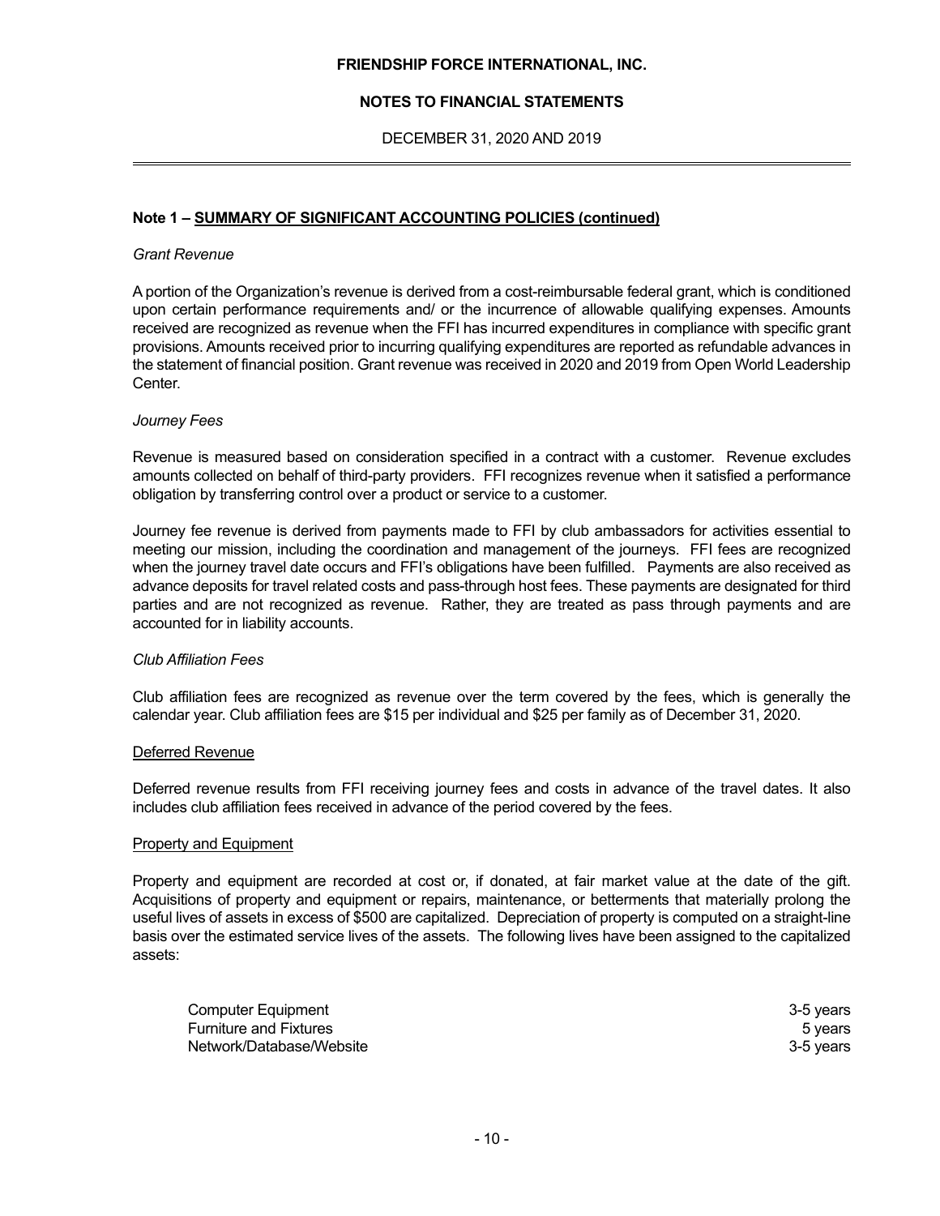## Note 1 – SUMMARY OF SIGNIFICANT ACCOUNTING POLICIES (continued)

*Grant Revenue*

A portion of the Organization's revenue is derived from a cost-reimbursable federal grant, which is conditioned upon certain performance requirements and/ or the incurrence of allowable qualifying expenses. Amounts received are recognized as revenue when the FFI has incurred expenditures in compliance with specific grant provisions. Amounts received prior to incurring qualifying expenditures are reported as refundable advances in the statement of financial position. Grant revenue was received in 2020 and 2019 from Open World Leadership Center.

*Journey Fees*

Revenue is measured based on consideration specified in a contract with a customer. Revenue excludes amounts collected on behalf of third-party providers. FFI recognizes revenue when it satisfied a performance obligation by transferring control over a product or service to a customer.

Journey fee revenue is derived from payments made to FFI by club ambassadors for activities essential to meeting our mission, including the coordination and management of the journeys. FFI fees are recognized when the journey travel date occurs and FFI's obligations have been fulfilled. Payments are also received as advance deposits for travel related costs and pass-through host fees. These payments are designated for third parties and are not recognized as revenue. Rather, they are treated as pass through payments and are accounted for in liability accounts.

*Club Affiliation Fees*

Club affiliation fees are recognized as revenue over the term covered by the fees, which is generally the calendar year. Club affiliation fees are $15 per individual and $25 per family as of December 31, 2020.

### Deferred Revenue

Deferred revenue results from FFI receiving journey fees and costs in advance of the travel dates. It also includes club affiliation fees received in advance of the period covered by the fees.

### Property and Equipment

Property and equipment are recorded at cost or, if donated, at fair market value at the date of the gift. Acquisitions of property and equipment or repairs, maintenance, or betterments that materially prolong the useful lives of assets in excess of $500 are capitalized. Depreciation of property is computed on a straight-line basis over the estimated service lives of the assets. The following lives have been assigned to the capitalized assets:

| | |
|---|---|
| Computer Equipment | 3-5 years |
| Furniture and Fixtures | 5 years |
| Network/Database/Website | 3-5 years |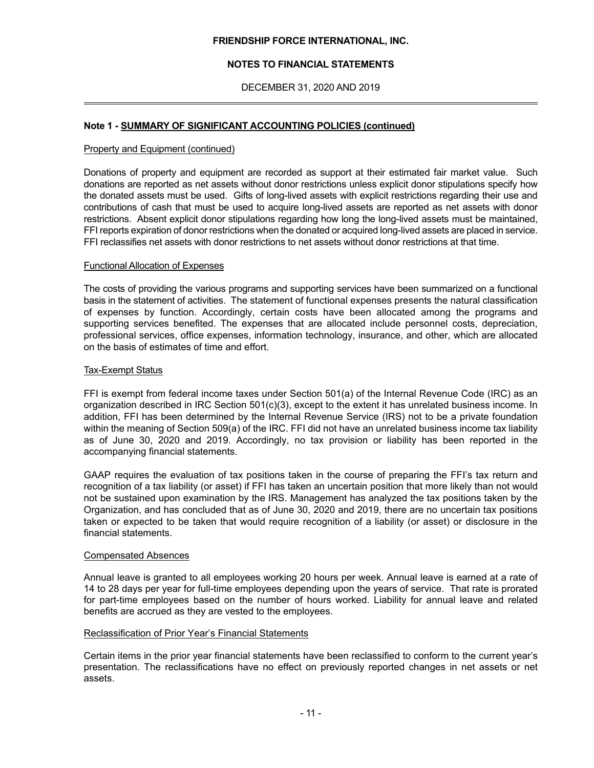## Note 1 - SUMMARY OF SIGNIFICANT ACCOUNTING POLICIES (continued)

### Property and Equipment (continued)

Donations of property and equipment are recorded as support at their estimated fair market value. Such donations are reported as net assets without donor restrictions unless explicit donor stipulations specify how the donated assets must be used. Gifts of long-lived assets with explicit restrictions regarding their use and contributions of cash that must be used to acquire long-lived assets are reported as net assets with donor restrictions. Absent explicit donor stipulations regarding how long the long-lived assets must be maintained, FFI reports expiration of donor restrictions when the donated or acquired long-lived assets are placed in service. FFI reclassifies net assets with donor restrictions to net assets without donor restrictions at that time.

### Functional Allocation of Expenses

The costs of providing the various programs and supporting services have been summarized on a functional basis in the statement of activities. The statement of functional expenses presents the natural classification of expenses by function. Accordingly, certain costs have been allocated among the programs and supporting services benefited. The expenses that are allocated include personnel costs, depreciation, professional services, office expenses, information technology, insurance, and other, which are allocated on the basis of estimates of time and effort.

### Tax-Exempt Status

FFI is exempt from federal income taxes under Section 501(a) of the Internal Revenue Code (IRC) as an organization described in IRC Section 501(c)(3), except to the extent it has unrelated business income. In addition, FFI has been determined by the Internal Revenue Service (IRS) not to be a private foundation within the meaning of Section 509(a) of the IRC. FFI did not have an unrelated business income tax liability as of June 30, 2020 and 2019. Accordingly, no tax provision or liability has been reported in the accompanying financial statements.

GAAP requires the evaluation of tax positions taken in the course of preparing the FFI's tax return and recognition of a tax liability (or asset) if FFI has taken an uncertain position that more likely than not would not be sustained upon examination by the IRS. Management has analyzed the tax positions taken by the Organization, and has concluded that as of June 30, 2020 and 2019, there are no uncertain tax positions taken or expected to be taken that would require recognition of a liability (or asset) or disclosure in the financial statements.

### Compensated Absences

Annual leave is granted to all employees working 20 hours per week. Annual leave is earned at a rate of 14 to 28 days per year for full-time employees depending upon the years of service. That rate is prorated for part-time employees based on the number of hours worked. Liability for annual leave and related benefits are accrued as they are vested to the employees.

### Reclassification of Prior Year's Financial Statements

Certain items in the prior year financial statements have been reclassified to conform to the current year's presentation. The reclassifications have no effect on previously reported changes in net assets or net assets.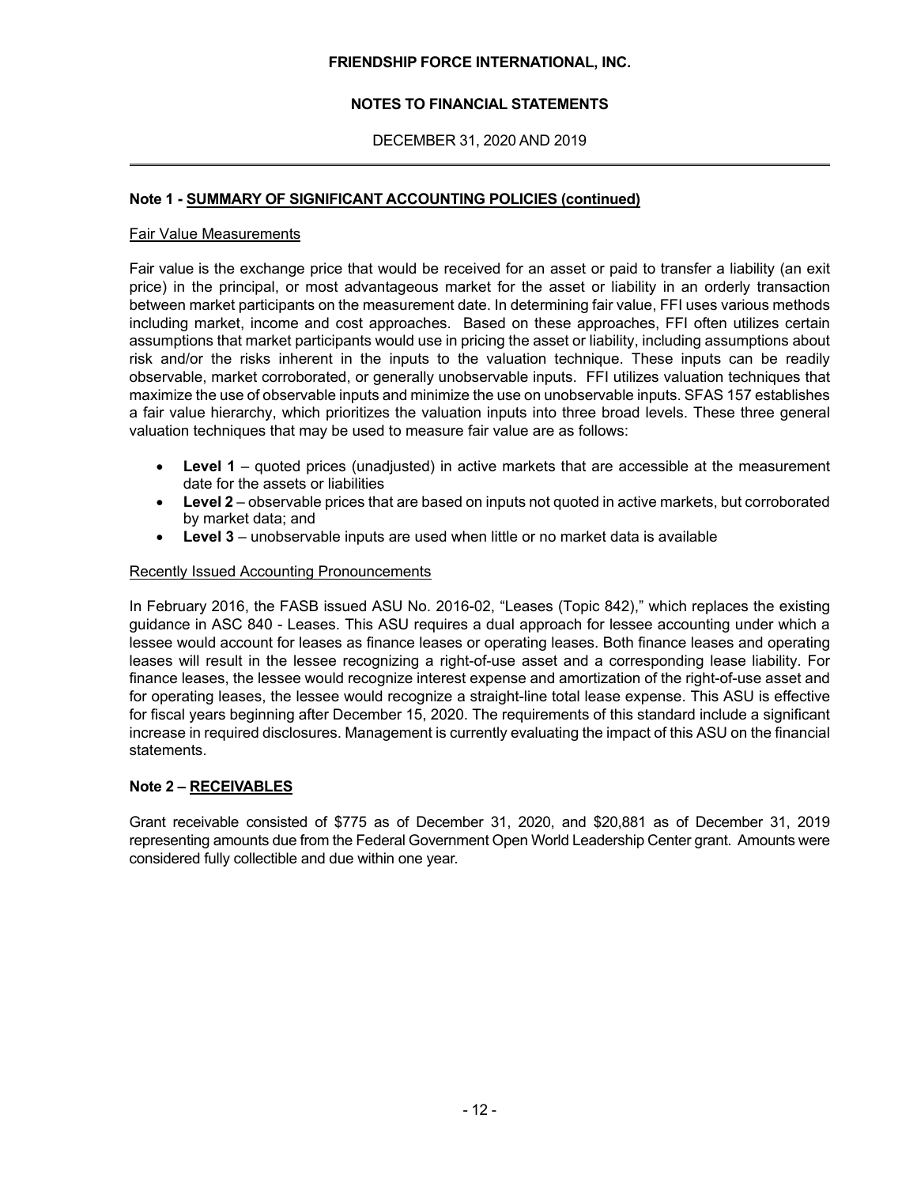## Note 1 - SUMMARY OF SIGNIFICANT ACCOUNTING POLICIES (continued)

### Fair Value Measurements

Fair value is the exchange price that would be received for an asset or paid to transfer a liability (an exit price) in the principal, or most advantageous market for the asset or liability in an orderly transaction between market participants on the measurement date. In determining fair value, FFI uses various methods including market, income and cost approaches. Based on these approaches, FFI often utilizes certain assumptions that market participants would use in pricing the asset or liability, including assumptions about risk and/or the risks inherent in the inputs to the valuation technique. These inputs can be readily observable, market corroborated, or generally unobservable inputs. FFI utilizes valuation techniques that maximize the use of observable inputs and minimize the use on unobservable inputs. SFAS 157 establishes a fair value hierarchy, which prioritizes the valuation inputs into three broad levels. These three general valuation techniques that may be used to measure fair value are as follows:

- **Level 1** – quoted prices (unadjusted) in active markets that are accessible at the measurement date for the assets or liabilities
- **Level 2** – observable prices that are based on inputs not quoted in active markets, but corroborated by market data; and
- **Level 3** – unobservable inputs are used when little or no market data is available

### Recently Issued Accounting Pronouncements

In February 2016, the FASB issued ASU No. 2016-02, "Leases (Topic 842)," which replaces the existing guidance in ASC 840 - Leases. This ASU requires a dual approach for lessee accounting under which a lessee would account for leases as finance leases or operating leases. Both finance leases and operating leases will result in the lessee recognizing a right-of-use asset and a corresponding lease liability. For finance leases, the lessee would recognize interest expense and amortization of the right-of-use asset and for operating leases, the lessee would recognize a straight-line total lease expense. This ASU is effective for fiscal years beginning after December 15, 2020. The requirements of this standard include a significant increase in required disclosures. Management is currently evaluating the impact of this ASU on the financial statements.

## Note 2 – RECEIVABLES

Grant receivable consisted of $775 as of December 31, 2020, and $20,881 as of December 31, 2019 representing amounts due from the Federal Government Open World Leadership Center grant. Amounts were considered fully collectible and due within one year.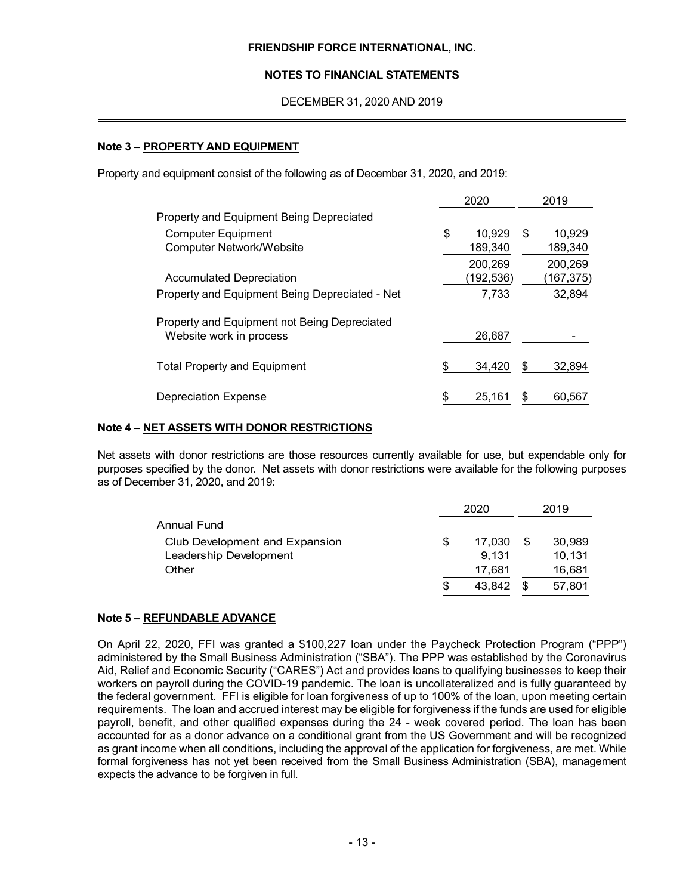FRIENDSHIP FORCE INTERNATIONAL, INC.

NOTES TO FINANCIAL STATEMENTS

DECEMBER 31, 2020 AND 2019

**Note 3 – PROPERTY AND EQUIPMENT**

Property and equipment consist of the following as of December 31, 2020, and 2019:

| | 2020 | 2019 |
|---|---|---|
| Property and Equipment Being Depreciated | | |
| Computer Equipment | $ 10,929 | $ 10,929 |
| Computer Network/Website | 189,340 | 189,340 |
| | 200,269 | 200,269 |
| Accumulated Depreciation | (192,536) | (167,375) |
| Property and Equipment Being Depreciated - Net | 7,733 | 32,894 |
| Property and Equipment not Being Depreciated | | |
| Website work in process | 26,687 | - |
| Total Property and Equipment | $ 34,420 | $ 32,894 |
| Depreciation Expense | $ 25,161 | $ 60,567 |

**Note 4 – NET ASSETS WITH DONOR RESTRICTIONS**

Net assets with donor restrictions are those resources currently available for use, but expendable only for purposes specified by the donor. Net assets with donor restrictions were available for the following purposes as of December 31, 2020, and 2019:

| | 2020 | 2019 |
|---|---|---|
| Annual Fund | | |
| Club Development and Expansion | $ 17,030 | $ 30,989 |
| Leadership Development | 9,131 | 10,131 |
| Other | 17,681 | 16,681 |
| | $ 43,842 | $ 57,801 |

**Note 5 – REFUNDABLE ADVANCE**

On April 22, 2020, FFI was granted a $100,227 loan under the Paycheck Protection Program ("PPP") administered by the Small Business Administration ("SBA"). The PPP was established by the Coronavirus Aid, Relief and Economic Security ("CARES") Act and provides loans to qualifying businesses to keep their workers on payroll during the COVID-19 pandemic. The loan is uncollateralized and is fully guaranteed by the federal government. FFI is eligible for loan forgiveness of up to 100% of the loan, upon meeting certain requirements. The loan and accrued interest may be eligible for forgiveness if the funds are used for eligible payroll, benefit, and other qualified expenses during the 24 - week covered period. The loan has been accounted for as a donor advance on a conditional grant from the US Government and will be recognized as grant income when all conditions, including the approval of the application for forgiveness, are met. While formal forgiveness has not yet been received from the Small Business Administration (SBA), management expects the advance to be forgiven in full.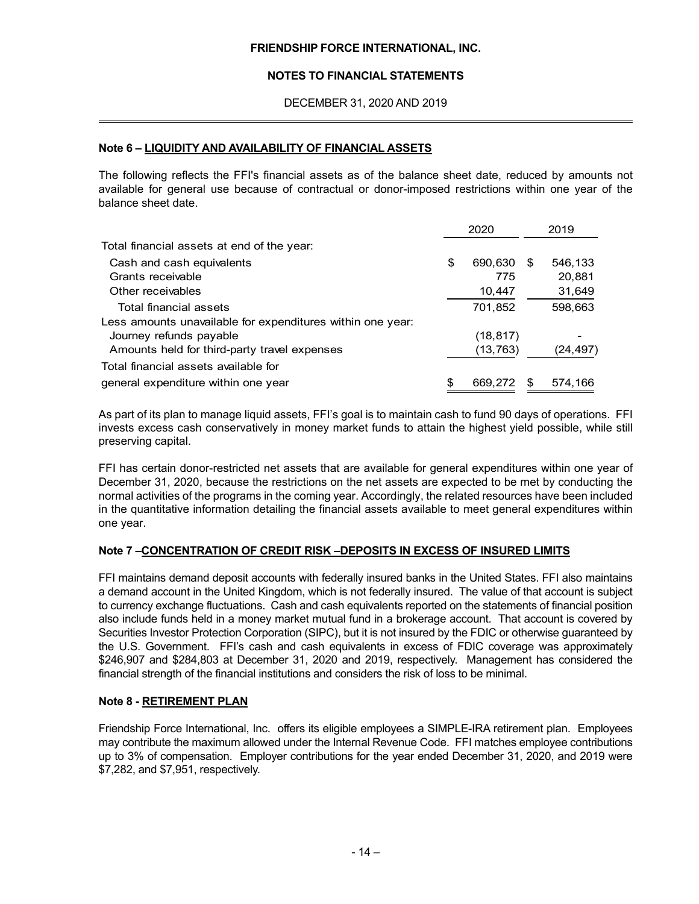#### Note 6 – LIQUIDITY AND AVAILABILITY OF FINANCIAL ASSETS

The following reflects the FFI's financial assets as of the balance sheet date, reduced by amounts not available for general use because of contractual or donor-imposed restrictions within one year of the balance sheet date.

| | 2020 | 2019 |
|---|---|---|
| Total financial assets at end of the year: | | |
| Cash and cash equivalents | $ 690,630 | $ 546,133 |
| Grants receivable | 775 | 20,881 |
| Other receivables | 10,447 | 31,649 |
| Total financial assets | 701,852 | 598,663 |
| Less amounts unavailable for expenditures within one year: | | |
| Journey refunds payable | (18,817) | - |
| Amounts held for third-party travel expenses | (13,763) | (24,497) |
| Total financial assets available for general expenditure within one year | $ 669,272 | $ 574,166 |

As part of its plan to manage liquid assets, FFI's goal is to maintain cash to fund 90 days of operations. FFI invests excess cash conservatively in money market funds to attain the highest yield possible, while still preserving capital.

FFI has certain donor-restricted net assets that are available for general expenditures within one year of December 31, 2020, because the restrictions on the net assets are expected to be met by conducting the normal activities of the programs in the coming year. Accordingly, the related resources have been included in the quantitative information detailing the financial assets available to meet general expenditures within one year.

#### Note 7 –CONCENTRATION OF CREDIT RISK –DEPOSITS IN EXCESS OF INSURED LIMITS

FFI maintains demand deposit accounts with federally insured banks in the United States. FFI also maintains a demand account in the United Kingdom, which is not federally insured. The value of that account is subject to currency exchange fluctuations. Cash and cash equivalents reported on the statements of financial position also include funds held in a money market mutual fund in a brokerage account. That account is covered by Securities Investor Protection Corporation (SIPC), but it is not insured by the FDIC or otherwise guaranteed by the U.S. Government. FFI's cash and cash equivalents in excess of FDIC coverage was approximately $246,907 and $284,803 at December 31, 2020 and 2019, respectively. Management has considered the financial strength of the financial institutions and considers the risk of loss to be minimal.

#### Note 8 - RETIREMENT PLAN

Friendship Force International, Inc. offers its eligible employees a SIMPLE-IRA retirement plan. Employees may contribute the maximum allowed under the Internal Revenue Code. FFI matches employee contributions up to 3% of compensation. Employer contributions for the year ended December 31, 2020, and 2019 were $7,282, and $7,951, respectively.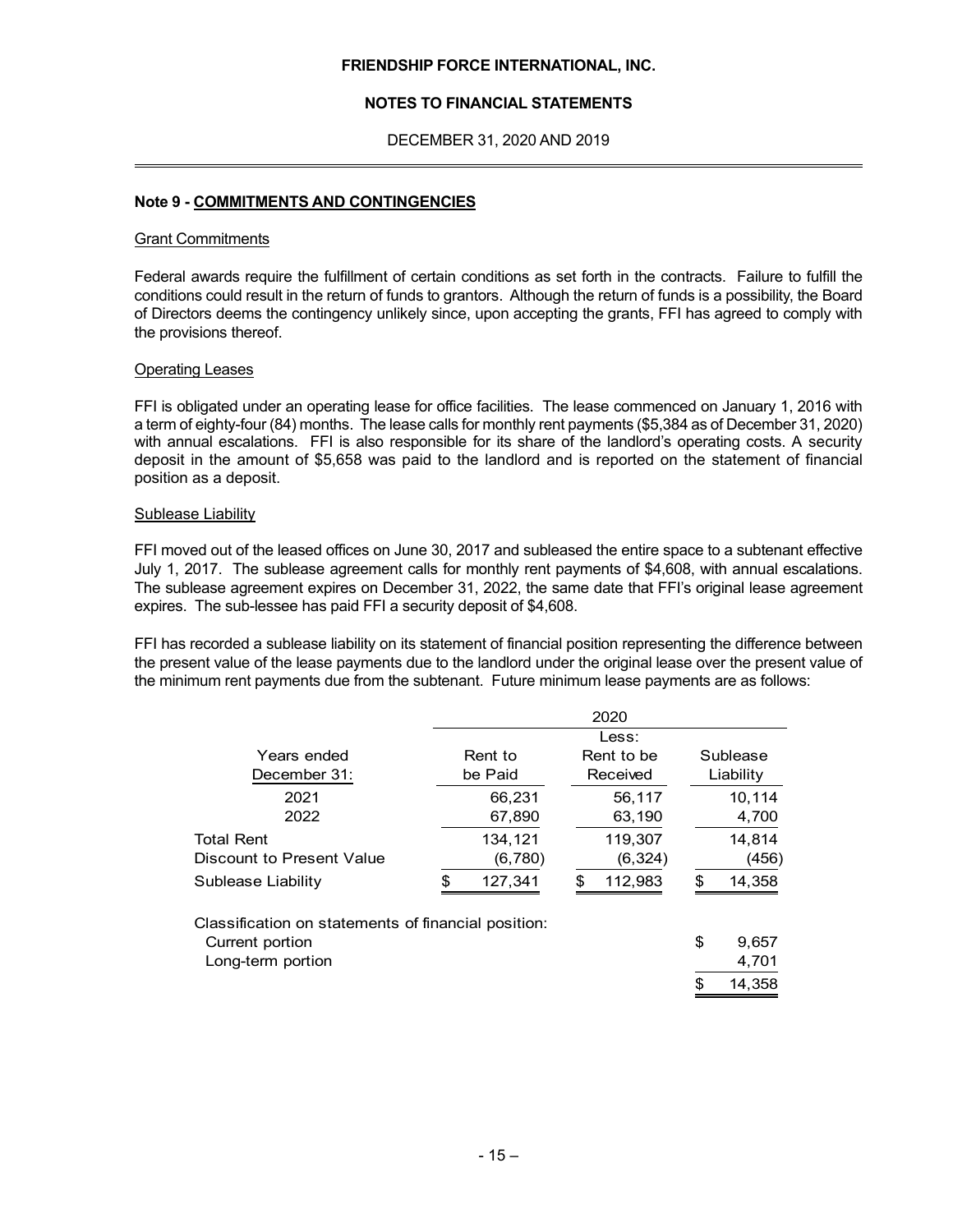## Note 9 - COMMITMENTS AND CONTINGENCIES

### Grant Commitments

Federal awards require the fulfillment of certain conditions as set forth in the contracts. Failure to fulfill the conditions could result in the return of funds to grantors. Although the return of funds is a possibility, the Board of Directors deems the contingency unlikely since, upon accepting the grants, FFI has agreed to comply with the provisions thereof.

### Operating Leases

FFI is obligated under an operating lease for office facilities. The lease commenced on January 1, 2016 with a term of eighty-four (84) months. The lease calls for monthly rent payments ($5,384 as of December 31, 2020) with annual escalations. FFI is also responsible for its share of the landlord's operating costs. A security deposit in the amount of $5,658 was paid to the landlord and is reported on the statement of financial position as a deposit.

### Sublease Liability

FFI moved out of the leased offices on June 30, 2017 and subleased the entire space to a subtenant effective July 1, 2017. The sublease agreement calls for monthly rent payments of $4,608, with annual escalations. The sublease agreement expires on December 31, 2022, the same date that FFI's original lease agreement expires. The sub-lessee has paid FFI a security deposit of $4,608.

FFI has recorded a sublease liability on its statement of financial position representing the difference between the present value of the lease payments due to the landlord under the original lease over the present value of the minimum rent payments due from the subtenant. Future minimum lease payments are as follows:

| | 2020 | | |
|---|---|---|---|
| Years ended December 31: | Rent to be Paid | Less: Rent to be Received | Sublease Liability |
| 2021 | 66,231 | 56,117 | 10,114 |
| 2022 | 67,890 | 63,190 | 4,700 |
| Total Rent | 134,121 | 119,307 | 14,814 |
| Discount to Present Value | (6,780) | (6,324) | (456) |
| Sublease Liability | $ 127,341 | $ 112,983 | $ 14,358 |
| Classification on statements of financial position: | | | |
| Current portion | | | $ 9,657 |
| Long-term portion | | | 4,701 |
| | | | $ 14,358 |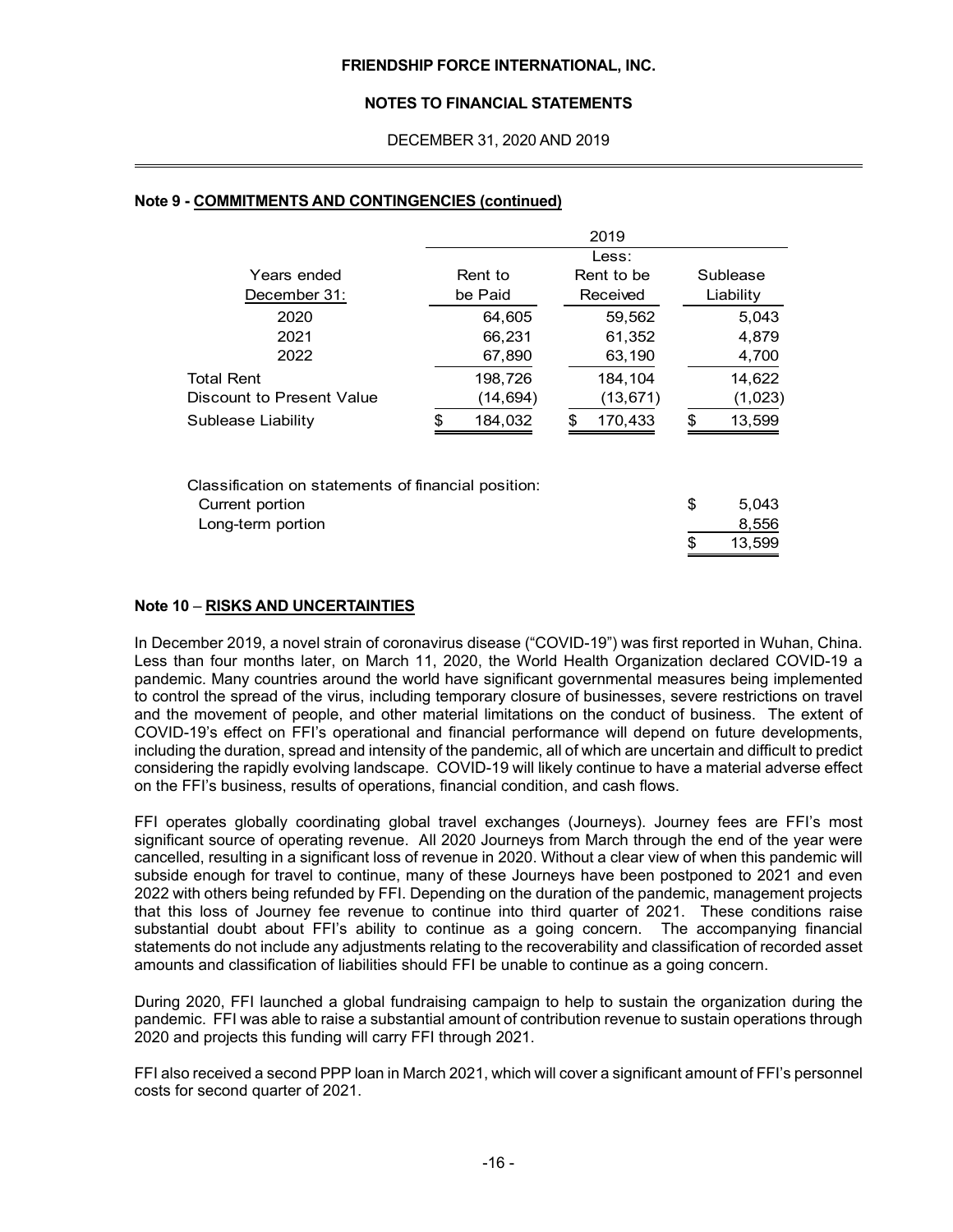### Note 9 - COMMITMENTS AND CONTINGENCIES (continued)

| Years ended December 31: | 2019 Rent to be Paid | Less: Rent to be Received | Sublease Liability |
|---|---|---|---|
| 2020 | 64,605 | 59,562 | 5,043 |
| 2021 | 66,231 | 61,352 | 4,879 |
| 2022 | 67,890 | 63,190 | 4,700 |
| Total Rent | 198,726 | 184,104 | 14,622 |
| Discount to Present Value | (14,694) | (13,671) | (1,023) |
| Sublease Liability | $ 184,032 | $ 170,433 | $ 13,599 |

| Classification on statements of financial position: | |
|---|---|
| Current portion | $ 5,043 |
| Long-term portion | 8,556 |
| | $ 13,599 |

### Note 10 – RISKS AND UNCERTAINTIES

In December 2019, a novel strain of coronavirus disease ("COVID-19") was first reported in Wuhan, China. Less than four months later, on March 11, 2020, the World Health Organization declared COVID-19 a pandemic. Many countries around the world have significant governmental measures being implemented to control the spread of the virus, including temporary closure of businesses, severe restrictions on travel and the movement of people, and other material limitations on the conduct of business. The extent of COVID-19's effect on FFI's operational and financial performance will depend on future developments, including the duration, spread and intensity of the pandemic, all of which are uncertain and difficult to predict considering the rapidly evolving landscape. COVID-19 will likely continue to have a material adverse effect on the FFI's business, results of operations, financial condition, and cash flows.

FFI operates globally coordinating global travel exchanges (Journeys). Journey fees are FFI's most significant source of operating revenue. All 2020 Journeys from March through the end of the year were cancelled, resulting in a significant loss of revenue in 2020. Without a clear view of when this pandemic will subside enough for travel to continue, many of these Journeys have been postponed to 2021 and even 2022 with others being refunded by FFI. Depending on the duration of the pandemic, management projects that this loss of Journey fee revenue to continue into third quarter of 2021. These conditions raise substantial doubt about FFI's ability to continue as a going concern. The accompanying financial statements do not include any adjustments relating to the recoverability and classification of recorded asset amounts and classification of liabilities should FFI be unable to continue as a going concern.

During 2020, FFI launched a global fundraising campaign to help to sustain the organization during the pandemic. FFI was able to raise a substantial amount of contribution revenue to sustain operations through 2020 and projects this funding will carry FFI through 2021.

FFI also received a second PPP loan in March 2021, which will cover a significant amount of FFI's personnel costs for second quarter of 2021.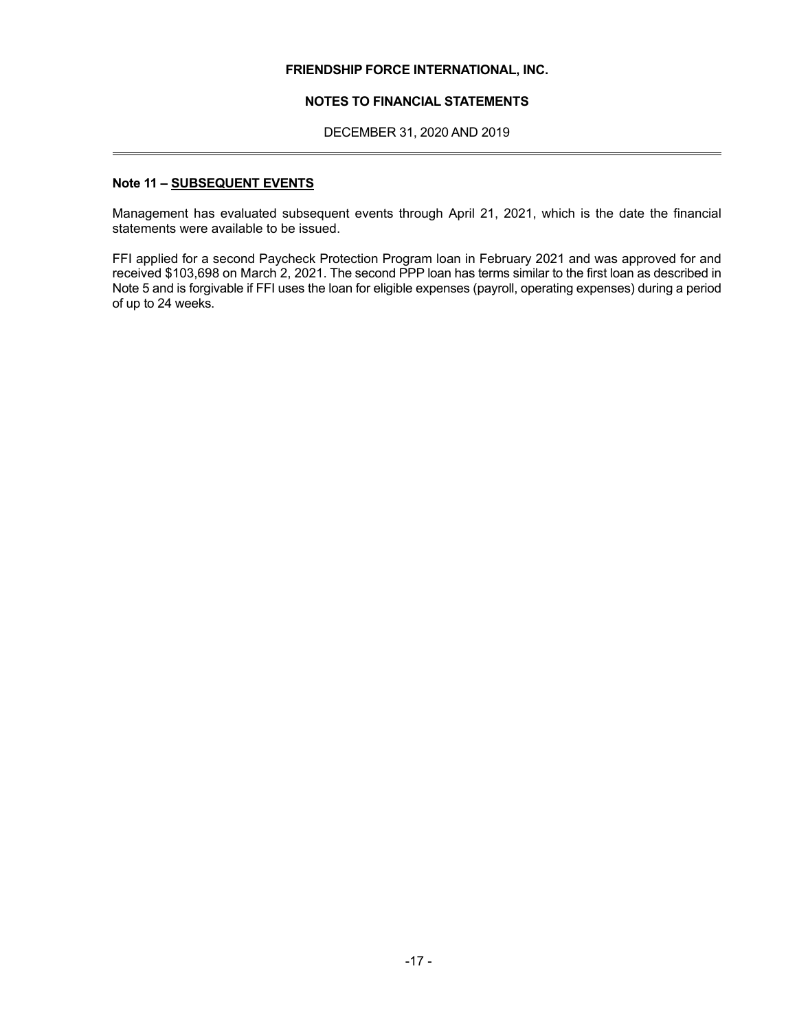## Note 11 – SUBSEQUENT EVENTS

Management has evaluated subsequent events through April 21, 2021, which is the date the financial statements were available to be issued.

FFI applied for a second Paycheck Protection Program loan in February 2021 and was approved for and received $103,698 on March 2, 2021. The second PPP loan has terms similar to the first loan as described in Note 5 and is forgivable if FFI uses the loan for eligible expenses (payroll, operating expenses) during a period of up to 24 weeks.